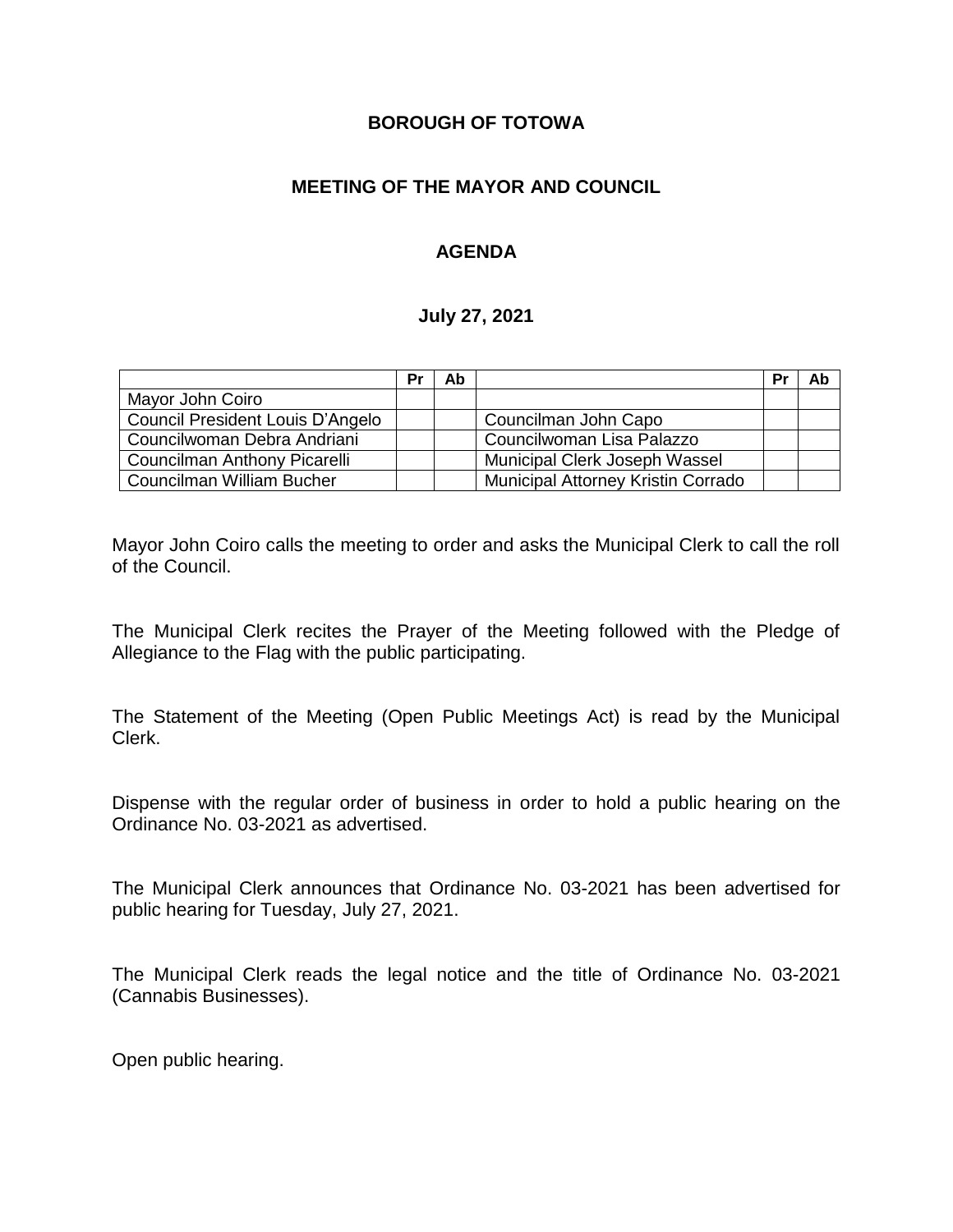**BOROUGH OF TOTOWA**

**MEETING OF THE MAYOR AND COUNCIL**

**AGENDA**

**July 27, 2021**

| | Pr | Ab | | Pr | Ab |
|---|---|---|---|---|---|
| Mayor John Coiro | | | | | |
| Council President Louis D'Angelo | | | Councilman John Capo | | |
| Councilwoman Debra Andriani | | | Councilwoman Lisa Palazzo | | |
| Councilman Anthony Picarelli | | | Municipal Clerk Joseph Wassel | | |
| Councilman William Bucher | | | Municipal Attorney Kristin Corrado | | |

Mayor John Coiro calls the meeting to order and asks the Municipal Clerk to call the roll of the Council.

The Municipal Clerk recites the Prayer of the Meeting followed with the Pledge of Allegiance to the Flag with the public participating.

The Statement of the Meeting (Open Public Meetings Act) is read by the Municipal Clerk.

Dispense with the regular order of business in order to hold a public hearing on the Ordinance No. 03-2021 as advertised.

The Municipal Clerk announces that Ordinance No. 03-2021 has been advertised for public hearing for Tuesday, July 27, 2021.

The Municipal Clerk reads the legal notice and the title of Ordinance No. 03-2021 (Cannabis Businesses).

Open public hearing.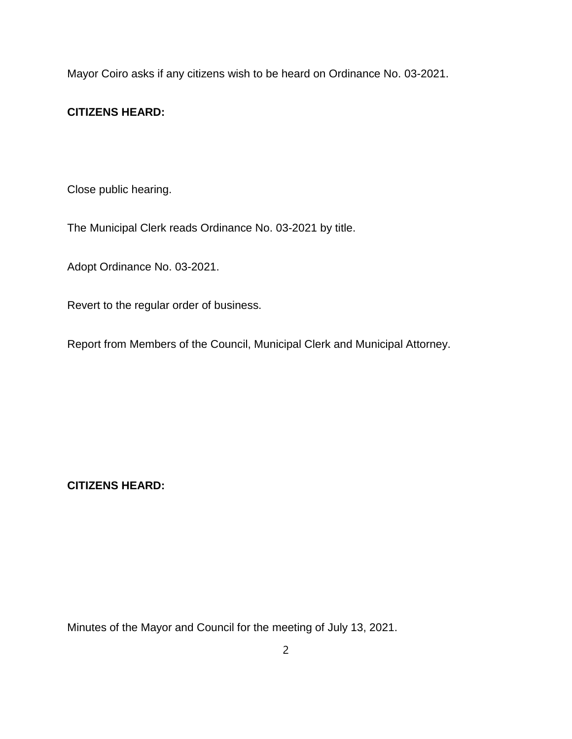Mayor Coiro asks if any citizens wish to be heard on Ordinance No. 03-2021.

**CITIZENS HEARD:**

Close public hearing.

The Municipal Clerk reads Ordinance No. 03-2021 by title.

Adopt Ordinance No. 03-2021.

Revert to the regular order of business.

Report from Members of the Council, Municipal Clerk and Municipal Attorney.

**CITIZENS HEARD:**

Minutes of the Mayor and Council for the meeting of July 13, 2021.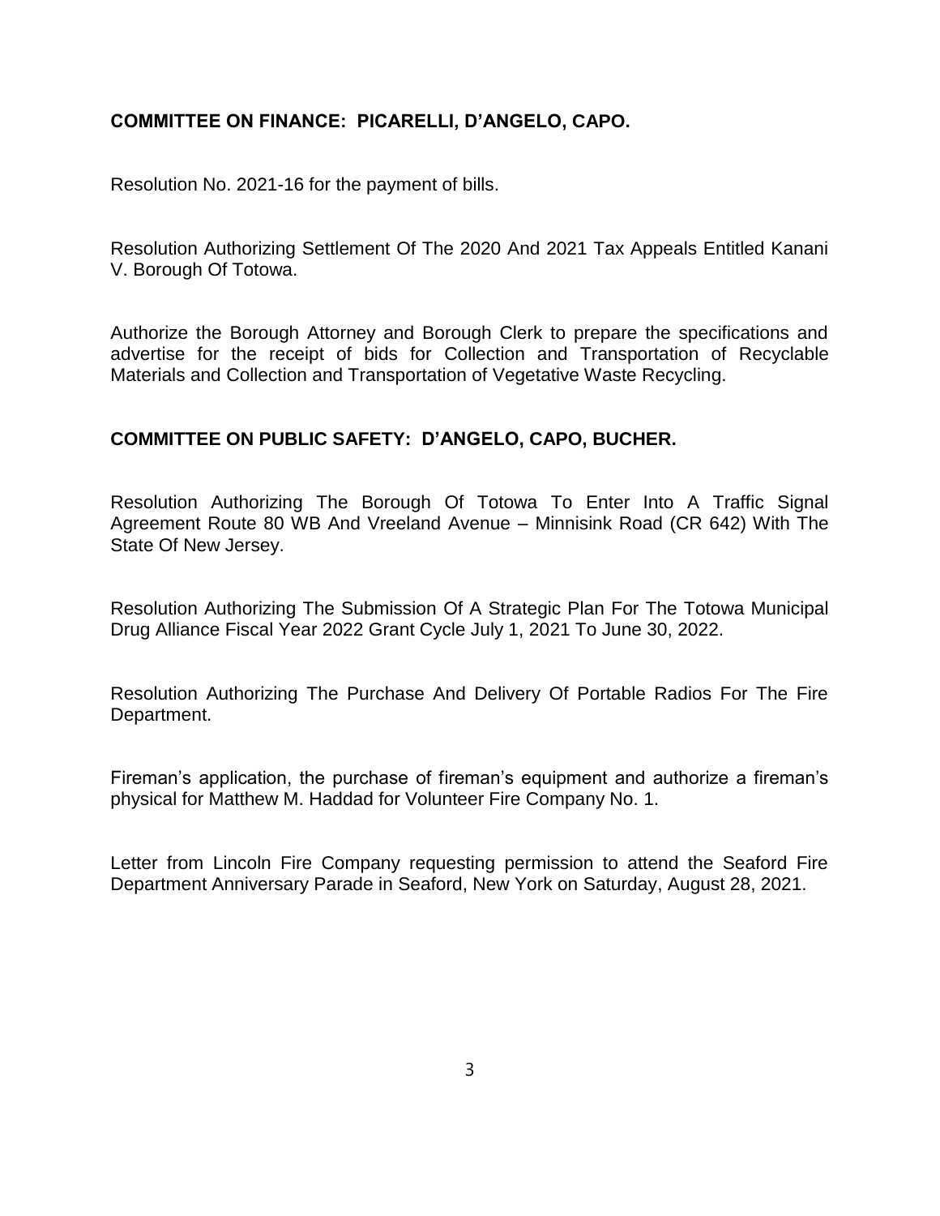**COMMITTEE ON FINANCE: PICARELLI, D'ANGELO, CAPO.**

Resolution No. 2021-16 for the payment of bills.

Resolution Authorizing Settlement Of The 2020 And 2021 Tax Appeals Entitled Kanani V. Borough Of Totowa.

Authorize the Borough Attorney and Borough Clerk to prepare the specifications and advertise for the receipt of bids for Collection and Transportation of Recyclable Materials and Collection and Transportation of Vegetative Waste Recycling.

**COMMITTEE ON PUBLIC SAFETY: D'ANGELO, CAPO, BUCHER.**

Resolution Authorizing The Borough Of Totowa To Enter Into A Traffic Signal Agreement Route 80 WB And Vreeland Avenue – Minnisink Road (CR 642) With The State Of New Jersey.

Resolution Authorizing The Submission Of A Strategic Plan For The Totowa Municipal Drug Alliance Fiscal Year 2022 Grant Cycle July 1, 2021 To June 30, 2022.

Resolution Authorizing The Purchase And Delivery Of Portable Radios For The Fire Department.

Fireman's application, the purchase of fireman's equipment and authorize a fireman's physical for Matthew M. Haddad for Volunteer Fire Company No. 1.

Letter from Lincoln Fire Company requesting permission to attend the Seaford Fire Department Anniversary Parade in Seaford, New York on Saturday, August 28, 2021.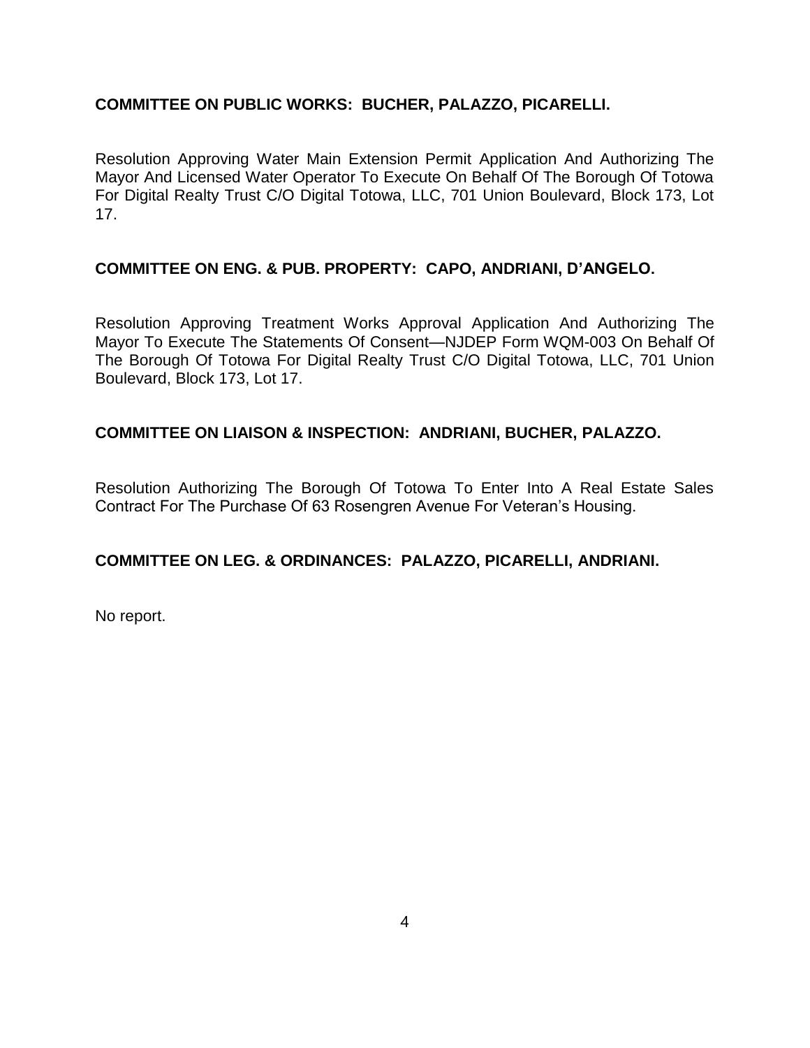**COMMITTEE ON PUBLIC WORKS: BUCHER, PALAZZO, PICARELLI.**

Resolution Approving Water Main Extension Permit Application And Authorizing The Mayor And Licensed Water Operator To Execute On Behalf Of The Borough Of Totowa For Digital Realty Trust C/O Digital Totowa, LLC, 701 Union Boulevard, Block 173, Lot 17.

**COMMITTEE ON ENG. & PUB. PROPERTY: CAPO, ANDRIANI, D'ANGELO.**

Resolution Approving Treatment Works Approval Application And Authorizing The Mayor To Execute The Statements Of Consent—NJDEP Form WQM-003 On Behalf Of The Borough Of Totowa For Digital Realty Trust C/O Digital Totowa, LLC, 701 Union Boulevard, Block 173, Lot 17.

**COMMITTEE ON LIAISON & INSPECTION: ANDRIANI, BUCHER, PALAZZO.**

Resolution Authorizing The Borough Of Totowa To Enter Into A Real Estate Sales Contract For The Purchase Of 63 Rosengren Avenue For Veteran's Housing.

**COMMITTEE ON LEG. & ORDINANCES: PALAZZO, PICARELLI, ANDRIANI.**

No report.